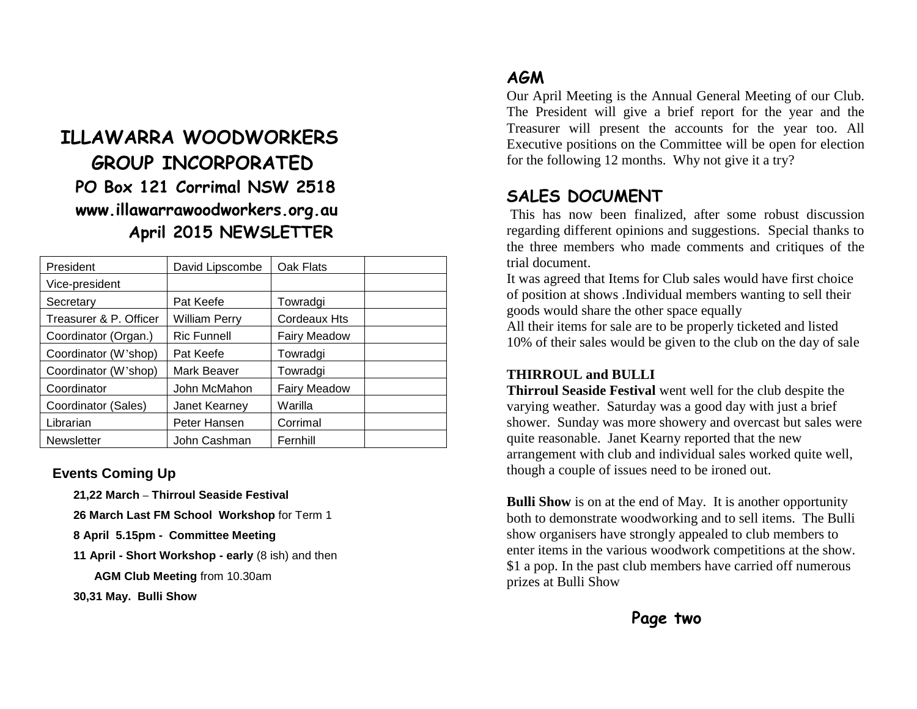# ILLAWARRA WOODWORKERS GROUP INCORPORATED

**PO Box 121 Corrimal NSW 2518**

**www.illawarrawoodworkers.org.au**

**April 2015 NEWSLETTER**

| President | David Lipscombe | Oak Flats | |
|---|---|---|---|
| Vice-president | | | |
| Secretary | Pat Keefe | Towradgi | |
| Treasurer & P. Officer | William Perry | Cordeaux Hts | |
| Coordinator (Organ.) | Ric Funnell | Fairy Meadow | |
| Coordinator (W'shop) | Pat Keefe | Towradgi | |
| Coordinator (W'shop) | Mark Beaver | Towradgi | |
| Coordinator | John McMahon | Fairy Meadow | |
| Coordinator (Sales) | Janet Kearney | Warilla | |
| Librarian | Peter Hansen | Corrimal | |
| Newsletter | John Cashman | Fernhill | |

## Events Coming Up

**21,22 March** – **Thirroul Seaside Festival**

**26 March Last FM School Workshop** for Term 1

**8 April 5.15pm - Committee Meeting**

**11 April - Short Workshop - early** (8 ish) and then

**AGM Club Meeting** from 10.30am

**30,31 May. Bulli Show**

## AGM

Our April Meeting is the Annual General Meeting of our Club. The President will give a brief report for the year and the Treasurer will present the accounts for the year too. All Executive positions on the Committee will be open for election for the following 12 months. Why not give it a try?

## SALES DOCUMENT

This has now been finalized, after some robust discussion regarding different opinions and suggestions. Special thanks to the three members who made comments and critiques of the trial document.

It was agreed that Items for Club sales would have first choice of position at shows .Individual members wanting to sell their goods would share the other space equally

All their items for sale are to be properly ticketed and listed

10% of their sales would be given to the club on the day of sale

### THIRROUL and BULLI

**Thirroul Seaside Festival** went well for the club despite the varying weather. Saturday was a good day with just a brief shower. Sunday was more showery and overcast but sales were quite reasonable. Janet Kearny reported that the new arrangement with club and individual sales worked quite well, though a couple of issues need to be ironed out.

**Bulli Show** is on at the end of May. It is another opportunity both to demonstrate woodworking and to sell items. The Bulli show organisers have strongly appealed to club members to enter items in the various woodwork competitions at the show. $1 a pop. In the past club members have carried off numerous prizes at Bulli Show

**Page two**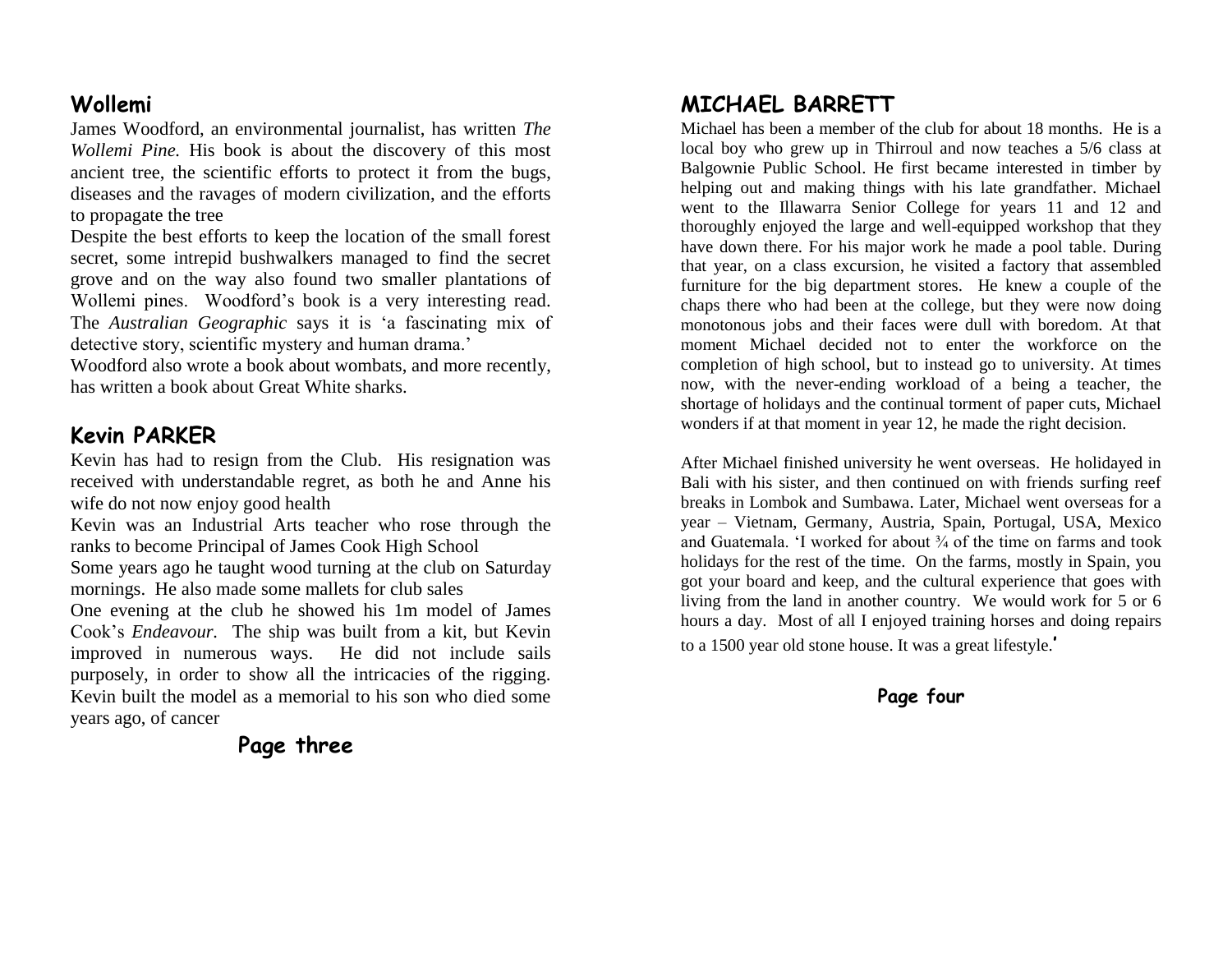## Wollemi

James Woodford, an environmental journalist, has written *The Wollemi Pine.* His book is about the discovery of this most ancient tree, the scientific efforts to protect it from the bugs, diseases and the ravages of modern civilization, and the efforts to propagate the tree

Despite the best efforts to keep the location of the small forest secret, some intrepid bushwalkers managed to find the secret grove and on the way also found two smaller plantations of Wollemi pines. Woodford's book is a very interesting read. The *Australian Geographic* says it is 'a fascinating mix of detective story, scientific mystery and human drama.'

Woodford also wrote a book about wombats, and more recently, has written a book about Great White sharks.

## Kevin PARKER

Kevin has had to resign from the Club. His resignation was received with understandable regret, as both he and Anne his wife do not now enjoy good health

Kevin was an Industrial Arts teacher who rose through the ranks to become Principal of James Cook High School

Some years ago he taught wood turning at the club on Saturday mornings. He also made some mallets for club sales

One evening at the club he showed his 1m model of James Cook's *Endeavour.* The ship was built from a kit, but Kevin improved in numerous ways. He did not include sails purposely, in order to show all the intricacies of the rigging. Kevin built the model as a memorial to his son who died some years ago, of cancer

## MICHAEL BARRETT

Michael has been a member of the club for about 18 months. He is a local boy who grew up in Thirroul and now teaches a 5/6 class at Balgownie Public School. He first became interested in timber by helping out and making things with his late grandfather. Michael went to the Illawarra Senior College for years 11 and 12 and thoroughly enjoyed the large and well-equipped workshop that they have down there. For his major work he made a pool table. During that year, on a class excursion, he visited a factory that assembled furniture for the big department stores. He knew a couple of the chaps there who had been at the college, but they were now doing monotonous jobs and their faces were dull with boredom. At that moment Michael decided not to enter the workforce on the completion of high school, but to instead go to university. At times now, with the never-ending workload of a being a teacher, the shortage of holidays and the continual torment of paper cuts, Michael wonders if at that moment in year 12, he made the right decision.

After Michael finished university he went overseas. He holidayed in Bali with his sister, and then continued on with friends surfing reef breaks in Lombok and Sumbawa. Later, Michael went overseas for a year – Vietnam, Germany, Austria, Spain, Portugal, USA, Mexico and Guatemala. 'I worked for about ¾ of the time on farms and took holidays for the rest of the time. On the farms, mostly in Spain, you got your board and keep, and the cultural experience that goes with living from the land in another country. We would work for 5 or 6 hours a day. Most of all I enjoyed training horses and doing repairs to a 1500 year old stone house. It was a great lifestyle.'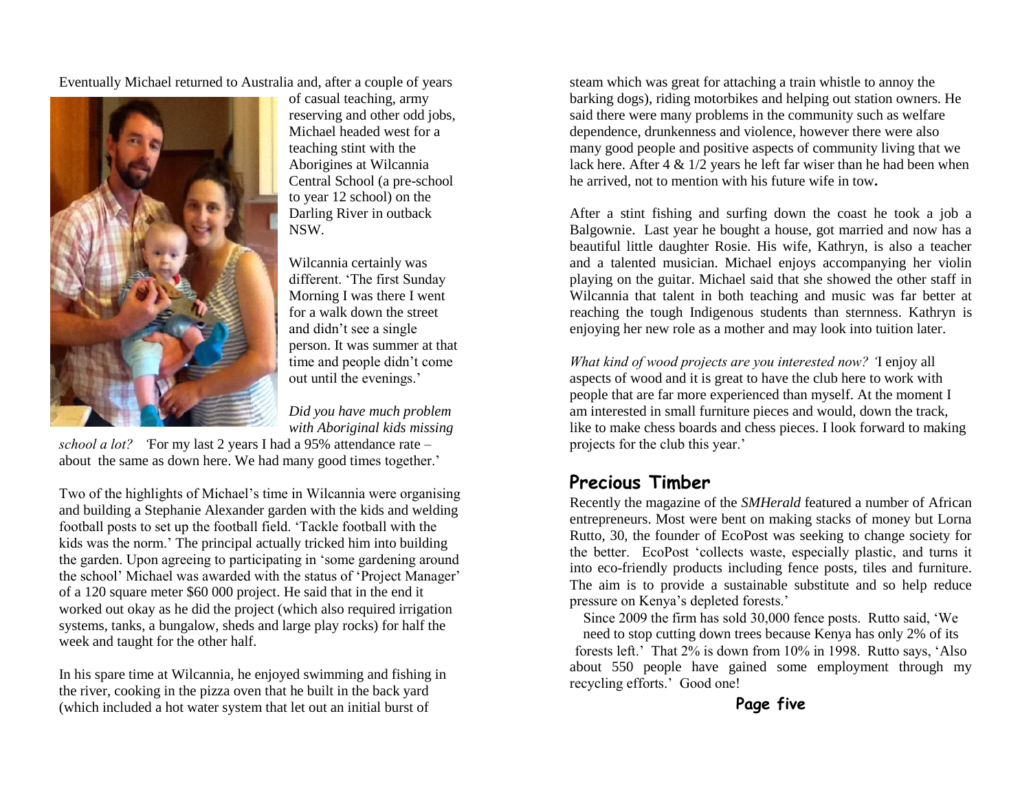Eventually Michael returned to Australia and, after a couple of years of casual teaching, army reserving and other odd jobs, Michael headed west for a teaching stint with the Aborigines at Wilcannia Central School (a pre-school to year 12 school) on the Darling River in outback NSW.

Wilcannia certainly was different. 'The first Sunday Morning I was there I went for a walk down the street and didn't see a single person. It was summer at that time and people didn't come out until the evenings.'

*Did you have much problem with Aboriginal kids missing school a lot?* 'For my last 2 years I had a 95% attendance rate – about the same as down here. We had many good times together.'

Two of the highlights of Michael's time in Wilcannia were organising and building a Stephanie Alexander garden with the kids and welding football posts to set up the football field. 'Tackle football with the kids was the norm.' The principal actually tricked him into building the garden. Upon agreeing to participating in 'some gardening around the school' Michael was awarded with the status of 'Project Manager' of a 120 square meter $60 000 project. He said that in the end it worked out okay as he did the project (which also required irrigation systems, tanks, a bungalow, sheds and large play rocks) for half the week and taught for the other half.

In his spare time at Wilcannia, he enjoyed swimming and fishing in the river, cooking in the pizza oven that he built in the back yard (which included a hot water system that let out an initial burst of steam which was great for attaching a train whistle to annoy the barking dogs), riding motorbikes and helping out station owners. He said there were many problems in the community such as welfare dependence, drunkenness and violence, however there were also many good people and positive aspects of community living that we lack here. After 4 & 1/2 years he left far wiser than he had been when he arrived, not to mention with his future wife in tow.

After a stint fishing and surfing down the coast he took a job a Balgownie. Last year he bought a house, got married and now has a beautiful little daughter Rosie. His wife, Kathryn, is also a teacher and a talented musician. Michael enjoys accompanying her violin playing on the guitar. Michael said that she showed the other staff in Wilcannia that talent in both teaching and music was far better at reaching the tough Indigenous students than sternness. Kathryn is enjoying her new role as a mother and may look into tuition later.

*What kind of wood projects are you interested now?* 'I enjoy all aspects of wood and it is great to have the club here to work with people that are far more experienced than myself. At the moment I am interested in small furniture pieces and would, down the track, like to make chess boards and chess pieces. I look forward to making projects for the club this year.'

## Precious Timber

Recently the magazine of the *SMHerald* featured a number of African entrepreneurs. Most were bent on making stacks of money but Lorna Rutto, 30, the founder of EcoPost was seeking to change society for the better. EcoPost 'collects waste, especially plastic, and turns it into eco-friendly products including fence posts, tiles and furniture. The aim is to provide a sustainable substitute and so help reduce pressure on Kenya's depleted forests.'

Since 2009 the firm has sold 30,000 fence posts. Rutto said, 'We need to stop cutting down trees because Kenya has only 2% of its forests left.' That 2% is down from 10% in 1998. Rutto says, 'Also about 550 people have gained some employment through my recycling efforts.' Good one!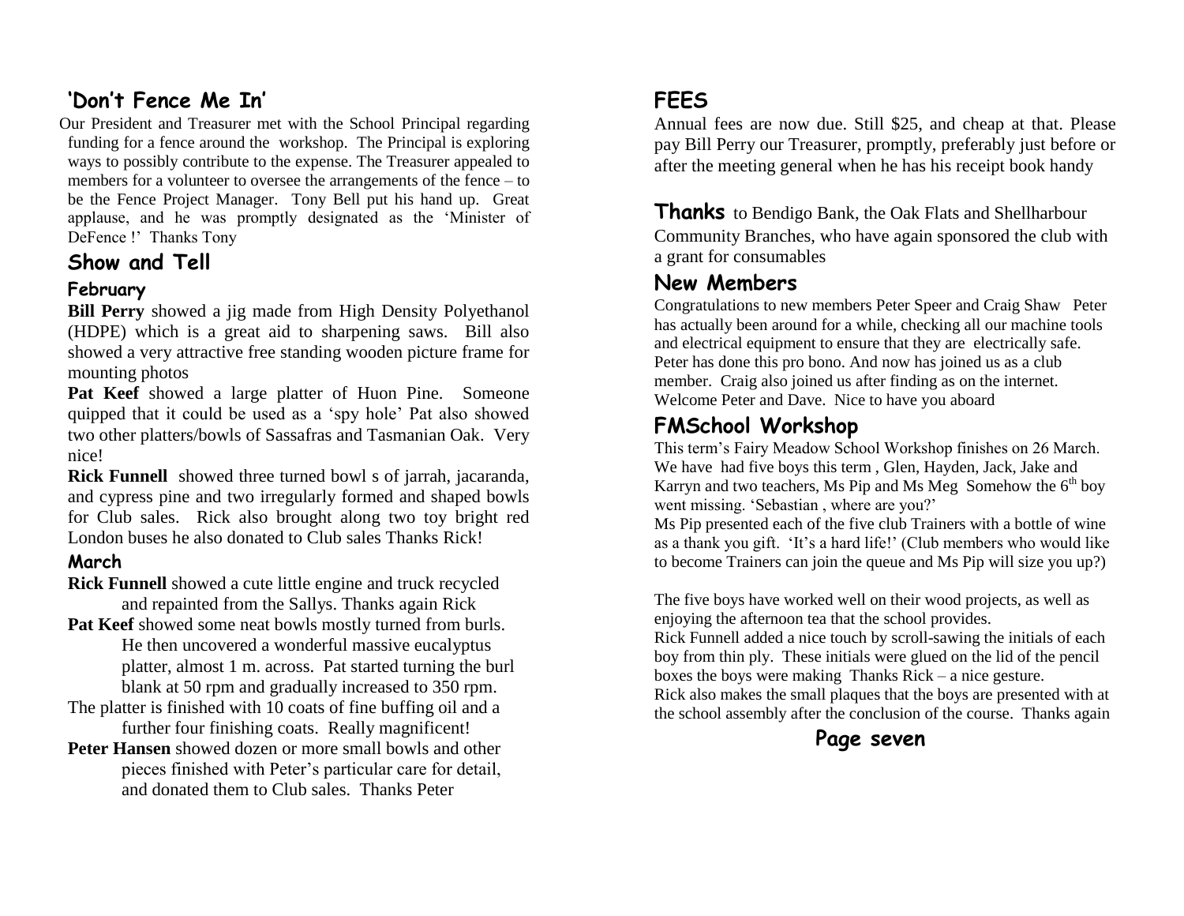## 'Don't Fence Me In'

Our President and Treasurer met with the School Principal regarding funding for a fence around the workshop. The Principal is exploring ways to possibly contribute to the expense. The Treasurer appealed to members for a volunteer to oversee the arrangements of the fence – to be the Fence Project Manager. Tony Bell put his hand up. Great applause, and he was promptly designated as the 'Minister of DeFence !' Thanks Tony

## Show and Tell

### February

**Bill Perry** showed a jig made from High Density Polyethanol (HDPE) which is a great aid to sharpening saws. Bill also showed a very attractive free standing wooden picture frame for mounting photos

**Pat Keef** showed a large platter of Huon Pine. Someone quipped that it could be used as a 'spy hole' Pat also showed two other platters/bowls of Sassafras and Tasmanian Oak. Very nice!

**Rick Funnell** showed three turned bowl s of jarrah, jacaranda, and cypress pine and two irregularly formed and shaped bowls for Club sales. Rick also brought along two toy bright red London buses he also donated to Club sales Thanks Rick!

### March

**Rick Funnell** showed a cute little engine and truck recycled and repainted from the Sallys. Thanks again Rick

**Pat Keef** showed some neat bowls mostly turned from burls. He then uncovered a wonderful massive eucalyptus platter, almost 1 m. across. Pat started turning the burl blank at 50 rpm and gradually increased to 350 rpm.

The platter is finished with 10 coats of fine buffing oil and a further four finishing coats. Really magnificent!

**Peter Hansen** showed dozen or more small bowls and other pieces finished with Peter's particular care for detail, and donated them to Club sales. Thanks Peter

## FEES

Annual fees are now due. Still $25, and cheap at that. Please pay Bill Perry our Treasurer, promptly, preferably just before or after the meeting general when he has his receipt book handy

**Thanks** to Bendigo Bank, the Oak Flats and Shellharbour Community Branches, who have again sponsored the club with a grant for consumables

## New Members

Congratulations to new members Peter Speer and Craig Shaw Peter has actually been around for a while, checking all our machine tools and electrical equipment to ensure that they are electrically safe. Peter has done this pro bono. And now has joined us as a club member. Craig also joined us after finding as on the internet. Welcome Peter and Dave. Nice to have you aboard

## FMSchool Workshop

This term's Fairy Meadow School Workshop finishes on 26 March. We have had five boys this term , Glen, Hayden, Jack, Jake and Karryn and two teachers, Ms Pip and Ms Meg Somehow the 6th boy went missing. 'Sebastian , where are you?'

Ms Pip presented each of the five club Trainers with a bottle of wine as a thank you gift. 'It's a hard life!' (Club members who would like to become Trainers can join the queue and Ms Pip will size you up?)

The five boys have worked well on their wood projects, as well as enjoying the afternoon tea that the school provides.

Rick Funnell added a nice touch by scroll-sawing the initials of each boy from thin ply. These initials were glued on the lid of the pencil boxes the boys were making Thanks Rick – a nice gesture.

Rick also makes the small plaques that the boys are presented with at the school assembly after the conclusion of the course. Thanks again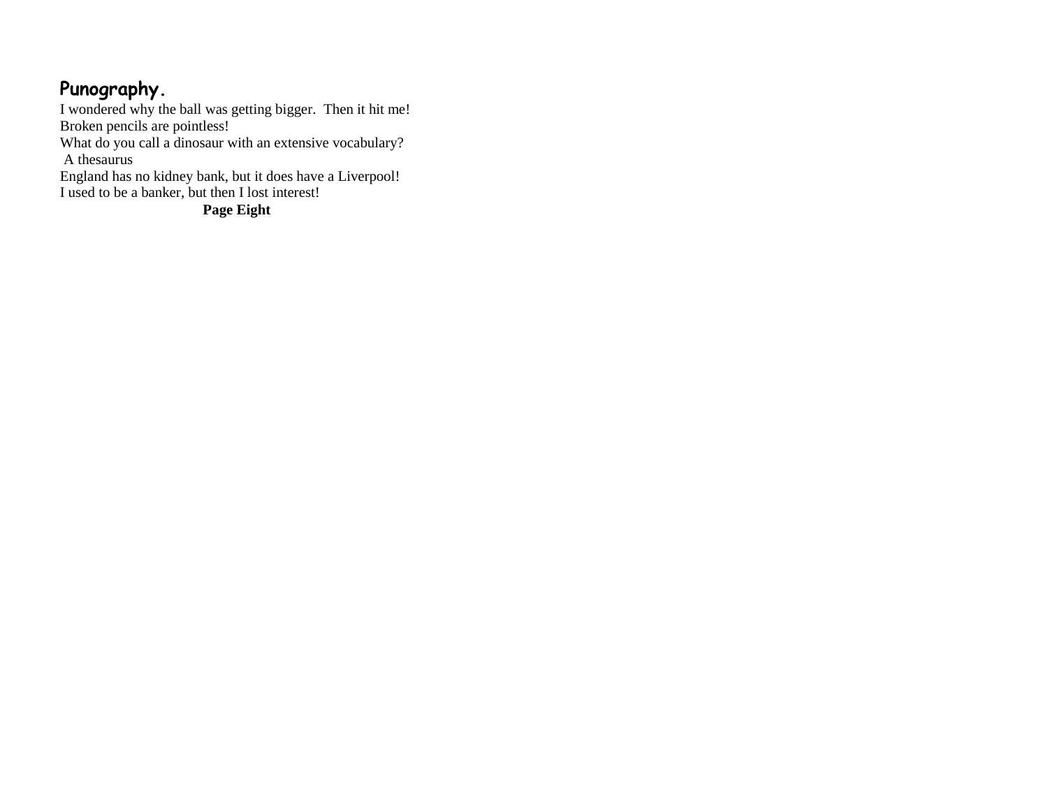## Punography.

I wondered why the ball was getting bigger. Then it hit me!
Broken pencils are pointless!
What do you call a dinosaur with an extensive vocabulary?
A thesaurus
England has no kidney bank, but it does have a Liverpool!
I used to be a banker, but then I lost interest!